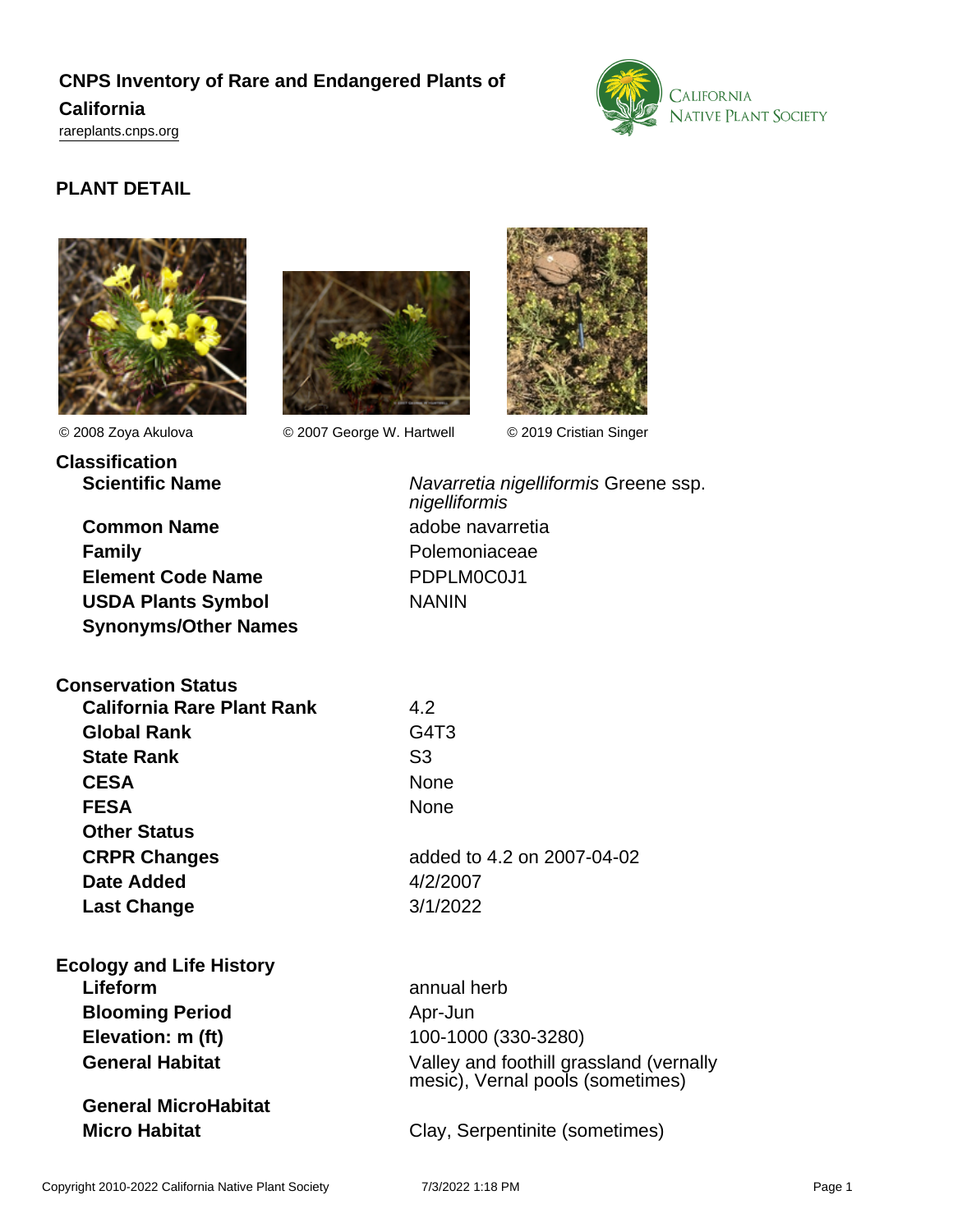# CNPS Inventory of Rare and Endangered Plants of California

rareplants.cnps.org

## PLANT DETAIL

© 2008 Zoya Akulova

© 2007 George W. Hartwell

© 2019 Cristian Singer

### Classification

| | |
|---|---|
| **Scientific Name** | *Navarretia nigelliformis* Greene ssp. *nigelliformis* |
| **Common Name** | adobe navarretia |
| **Family** | Polemoniaceae |
| **Element Code Name** | PDPLM0C0J1 |
| **USDA Plants Symbol** | NANIN |
| **Synonyms/Other Names** | |

### Conservation Status

| | |
|---|---|
| **California Rare Plant Rank** | 4.2 |
| **Global Rank** | G4T3 |
| **State Rank** | S3 |
| **CESA** | None |
| **FESA** | None |
| **Other Status** | |
| **CRPR Changes** | added to 4.2 on 2007-04-02 |
| **Date Added** | 4/2/2007 |
| **Last Change** | 3/1/2022 |

### Ecology and Life History

| | |
|---|---|
| **Lifeform** | annual herb |
| **Blooming Period** | Apr-Jun |
| **Elevation: m (ft)** | 100-1000 (330-3280) |
| **General Habitat** | Valley and foothill grassland (vernally mesic), Vernal pools (sometimes) |
| **General MicroHabitat** | |
| **Micro Habitat** | Clay, Serpentinite (sometimes) |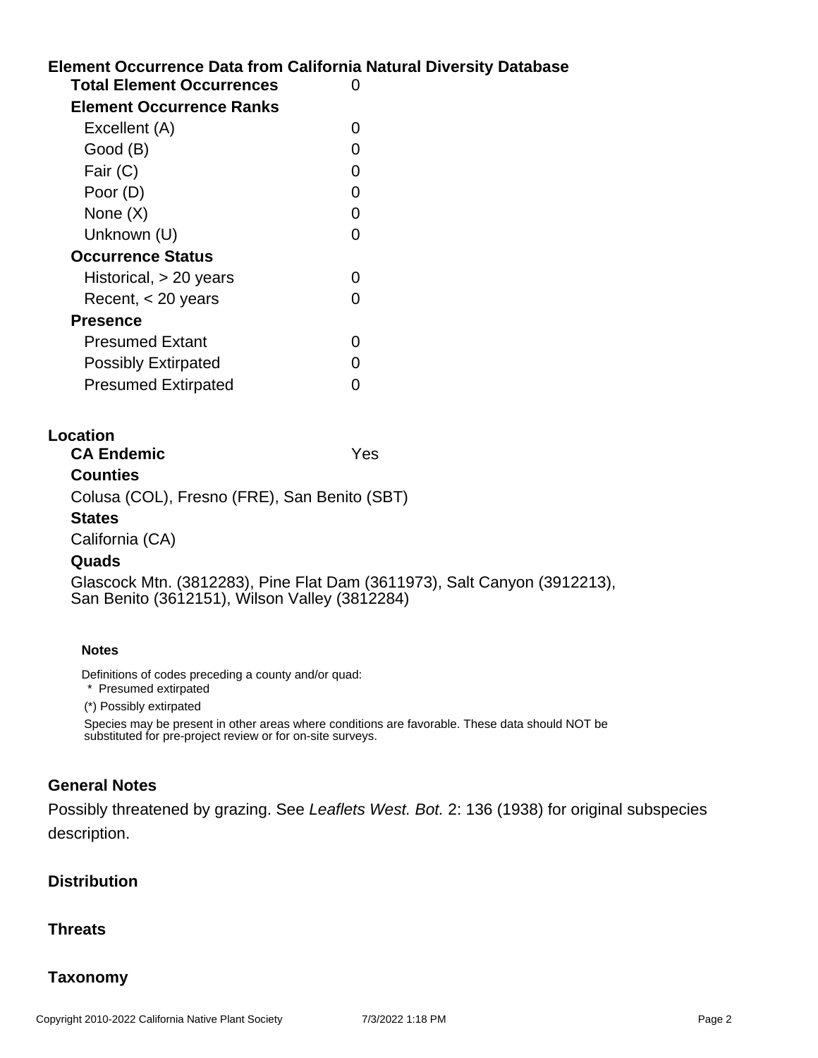## Element Occurrence Data from California Natural Diversity Database

| | |
|---|---|
| **Total Element Occurrences** | 0 |
| **Element Occurrence Ranks** | |
| Excellent (A) | 0 |
| Good (B) | 0 |
| Fair (C) | 0 |
| Poor (D) | 0 |
| None (X) | 0 |
| Unknown (U) | 0 |
| **Occurrence Status** | |
| Historical, > 20 years | 0 |
| Recent, < 20 years | 0 |
| **Presence** | |
| Presumed Extant | 0 |
| Possibly Extirpated | 0 |
| Presumed Extirpated | 0 |

## Location

**CA Endemic** Yes

**Counties**

Colusa (COL), Fresno (FRE), San Benito (SBT)

**States**

California (CA)

**Quads**

Glascock Mtn. (3812283), Pine Flat Dam (3611973), Salt Canyon (3912213), San Benito (3612151), Wilson Valley (3812284)

**Notes**

Definitions of codes preceding a county and/or quad:

\* Presumed extirpated

(*) Possibly extirpated

Species may be present in other areas where conditions are favorable. These data should NOT be substituted for pre-project review or for on-site surveys.

## General Notes

Possibly threatened by grazing. See *Leaflets West. Bot.* 2: 136 (1938) for original subspecies description.

## Distribution

## Threats

## Taxonomy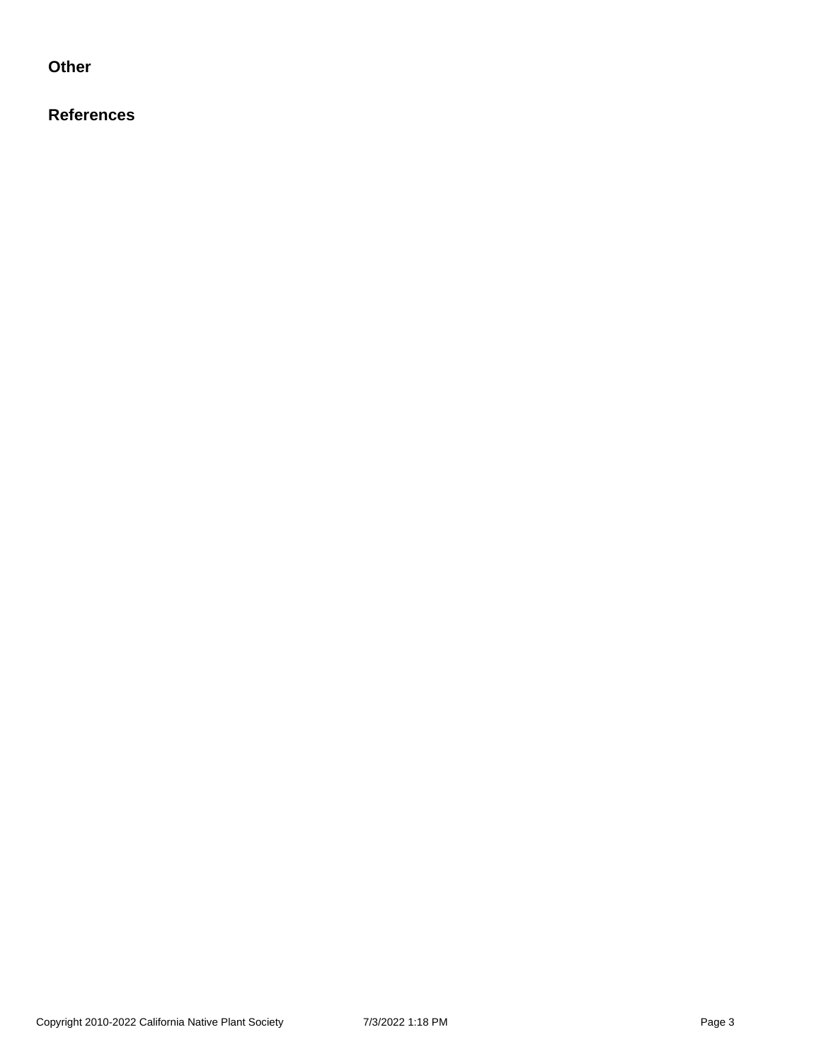## Other

## References